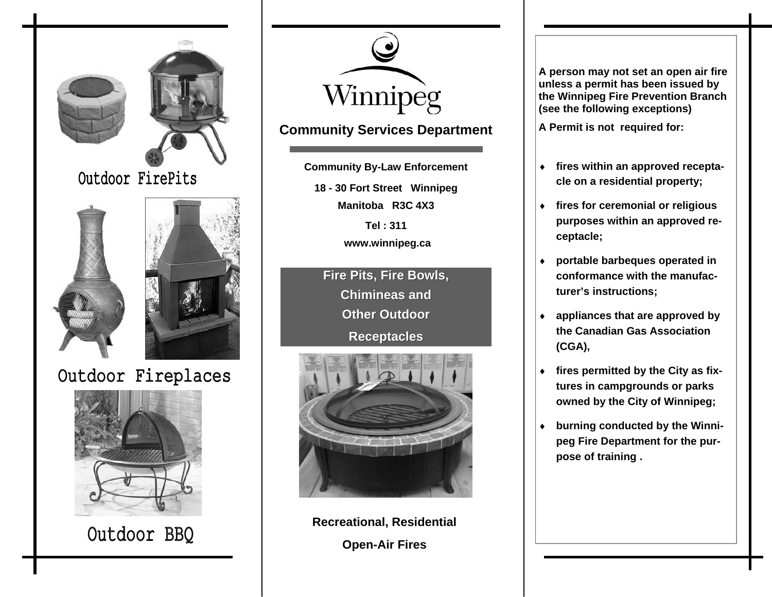Outdoor FirePits

Outdoor Fireplaces

Outdoor BBQ

# Winnipeg

## Community Services Department

**Community By-Law Enforcement**

**18 - 30 Fort Street Winnipeg**

**Manitoba R3C 4X3**

**Tel : 311**

**www.winnipeg.ca**

## Fire Pits, Fire Bowls, Chimineas and Other Outdoor Receptacles

**Recreational, Residential**

**Open-Air Fires**

**A person may not set an open air fire unless a permit has been issued by the Winnipeg Fire Prevention Branch (see the following exceptions)**

**A Permit is not required for:**

- **fires within an approved receptacle on a residential property;**
- **fires for ceremonial or religious purposes within an approved receptacle;**
- **portable barbeques operated in conformance with the manufacturer's instructions;**
- **appliances that are approved by the Canadian Gas Association (CGA),**
- **fires permitted by the City as fixtures in campgrounds or parks owned by the City of Winnipeg;**
- **burning conducted by the Winnipeg Fire Department for the purpose of training .**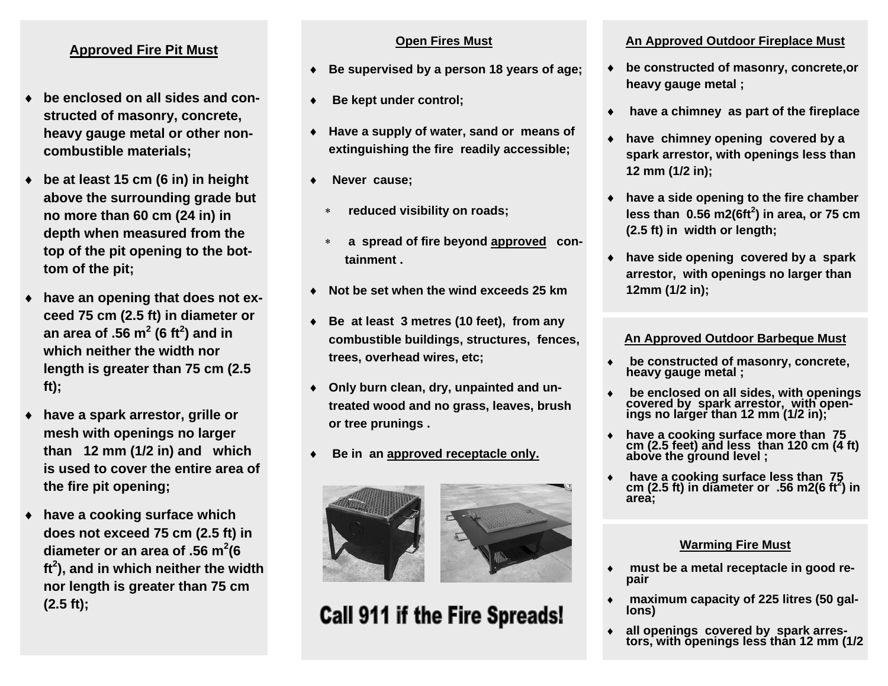## Approved Fire Pit Must

- **be enclosed on all sides and constructed of masonry, concrete, heavy gauge metal or other non-combustible materials;**
- **be at least 15 cm (6 in) in height above the surrounding grade but no more than 60 cm (24 in) in depth when measured from the top of the pit opening to the bottom of the pit;**
- **have an opening that does not exceed 75 cm (2.5 ft) in diameter or an area of .56 $m^2$ (6 $ft^2$) and in which neither the width nor length is greater than 75 cm (2.5 ft);**
- **have a spark arrestor, grille or mesh with openings no larger than 12 mm (1/2 in) and which is used to cover the entire area of the fire pit opening;**
- **have a cooking surface which does not exceed 75 cm (2.5 ft) in diameter or an area of .56 $m^2$(6 $ft^2$), and in which neither the width nor length is greater than 75 cm (2.5 ft);**

## Open Fires Must

- **Be supervised by a person 18 years of age;**
- **Be kept under control;**
- **Have a supply of water, sand or means of extinguishing the fire readily accessible;**
- **Never cause;**
  - **reduced visibility on roads;**
  - **a spread of fire beyond approved containment .**
- **Not be set when the wind exceeds 25 km**
- **Be at least 3 metres (10 feet), from any combustible buildings, structures, fences, trees, overhead wires, etc;**
- **Only burn clean, dry, unpainted and untreated wood and no grass, leaves, brush or tree prunings .**
- **Be in an approved receptacle only.**

# Call 911 if the Fire Spreads!

## An Approved Outdoor Fireplace Must

- **be constructed of masonry, concrete,or heavy gauge metal ;**
- **have a chimney as part of the fireplace**
- **have chimney opening covered by a spark arrestor, with openings less than 12 mm (1/2 in);**
- **have a side opening to the fire chamber less than 0.56 m2(6$ft^2$) in area, or 75 cm (2.5 ft) in width or length;**
- **have side opening covered by a spark arrestor, with openings no larger than 12mm (1/2 in);**

## An Approved Outdoor Barbeque Must

- **be constructed of masonry, concrete, heavy gauge metal ;**
- **be enclosed on all sides, with openings covered by spark arrestor, with openings no larger than 12 mm (1/2 in);**
- **have a cooking surface more than 75 cm (2.5 feet) and less than 120 cm (4 ft) above the ground level ;**
- **have a cooking surface less than 75 cm (2.5 ft) in diameter or .56 m2(6 $ft^2$) in area;**

## Warming Fire Must

- **must be a metal receptacle in good repair**
- **maximum capacity of 225 litres (50 gallons)**
- **all openings covered by spark arrestors, with openings less than 12 mm (1/2**